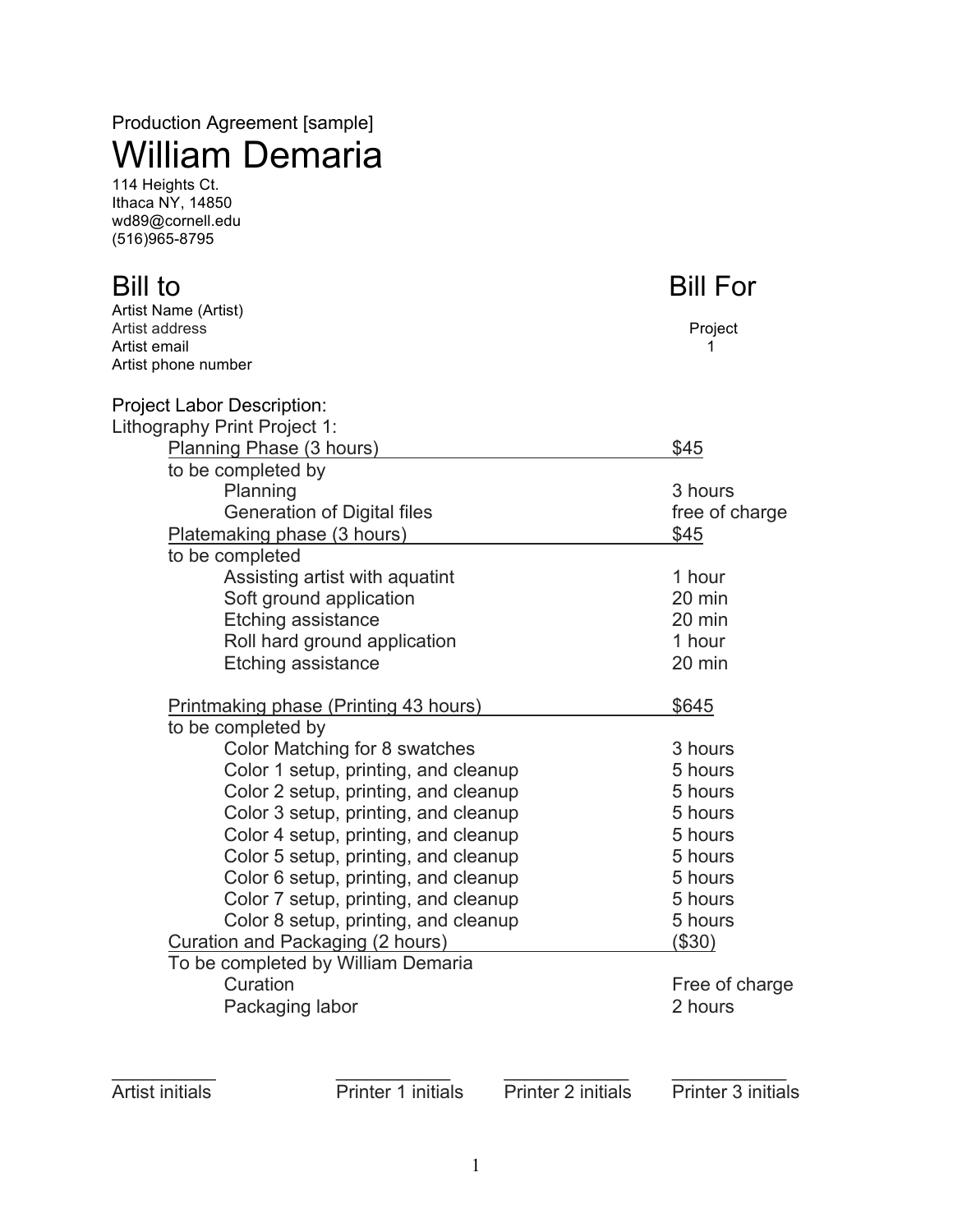Production Agreement [sample]

# William Demaria

114 Heights Ct.
Ithaca NY, 14850
wd89@cornell.edu
(516)965-8795

## Bill to

Artist Name (Artist)
Artist address
Artist email
Artist phone number

## Bill For

Project
1

Project Labor Description:
Lithography Print Project 1:

| | |
|---|---|
| Planning Phase (3 hours) | $45 |
| to be completed by | |
| Planning | 3 hours |
| Generation of Digital files | free of charge |
| Platemaking phase (3 hours) | $45 |
| to be completed | |
| Assisting artist with aquatint | 1 hour |
| Soft ground application | 20 min |
| Etching assistance | 20 min |
| Roll hard ground application | 1 hour |
| Etching assistance | 20 min |
| Printmaking phase (Printing 43 hours) | $645 |
| to be completed by | |
| Color Matching for 8 swatches | 3 hours |
| Color 1 setup, printing, and cleanup | 5 hours |
| Color 2 setup, printing, and cleanup | 5 hours |
| Color 3 setup, printing, and cleanup | 5 hours |
| Color 4 setup, printing, and cleanup | 5 hours |
| Color 5 setup, printing, and cleanup | 5 hours |
| Color 6 setup, printing, and cleanup | 5 hours |
| Color 7 setup, printing, and cleanup | 5 hours |
| Color 8 setup, printing, and cleanup | 5 hours |
| Curation and Packaging (2 hours) | ($30) |
| To be completed by William Demaria | |
| Curation | Free of charge |
| Packaging labor | 2 hours |

| ___________ | ____________ | _____________ | ____________ |
|---|---|---|---|
| Artist initials | Printer 1 initials | Printer 2 initials | Printer 3 initials |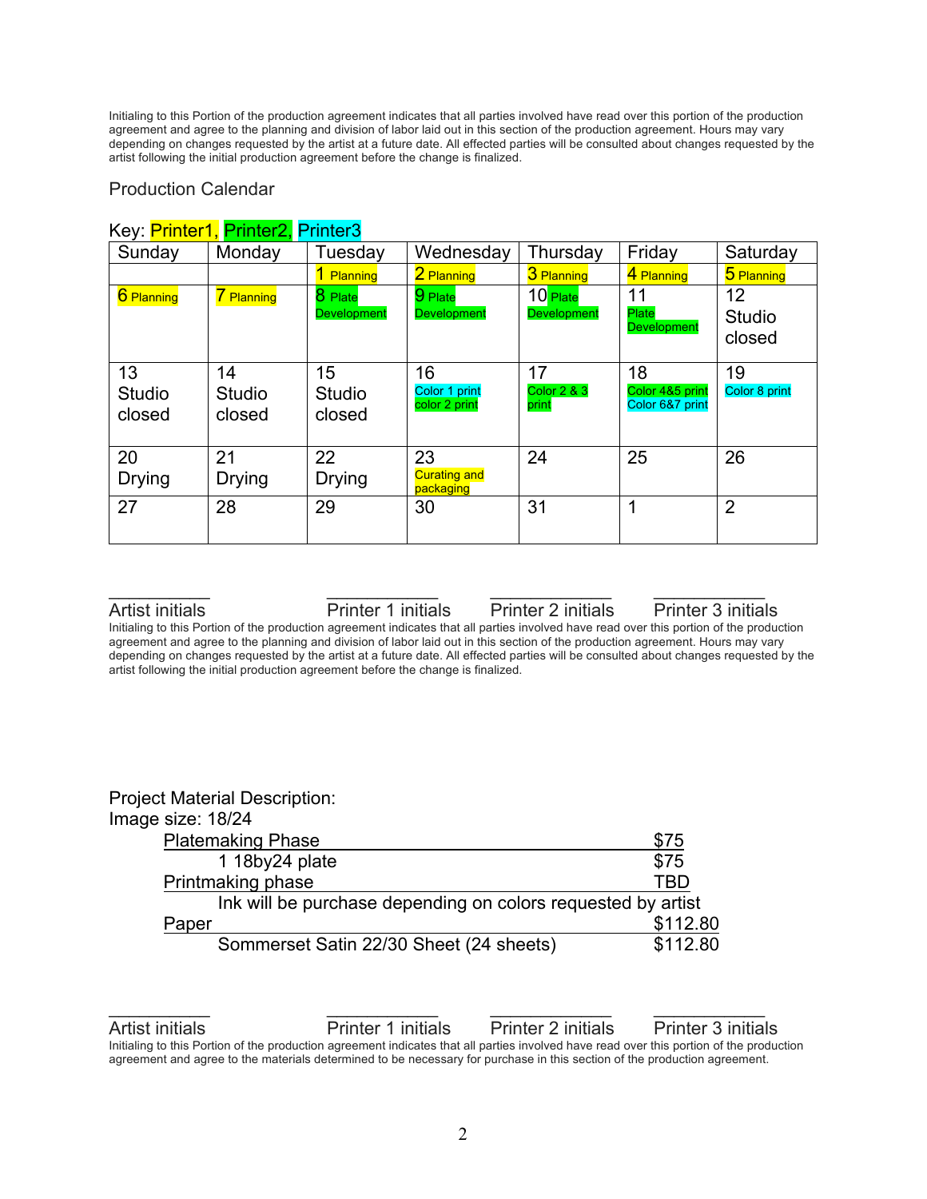Initialing to this Portion of the production agreement indicates that all parties involved have read over this portion of the production agreement and agree to the planning and division of labor laid out in this section of the production agreement. Hours may vary depending on changes requested by the artist at a future date. All effected parties will be consulted about changes requested by the artist following the initial production agreement before the change is finalized.

Production Calendar

Key: Printer1, Printer2, Printer3

| Sunday | Monday | Tuesday | Wednesday | Thursday | Friday | Saturday |
|---|---|---|---|---|---|---|
| | | 1 Planning | 2 Planning | 3 Planning | 4 Planning | 5 Planning |
| 6 Planning | 7 Planning | 8 Plate Development | 9 Plate Development | 10 Plate Development | 11 Plate Development | 12 Studio closed |
| 13 Studio closed | 14 Studio closed | 15 Studio closed | 16 Color 1 print color 2 print | 17 Color 2 & 3 print | 18 Color 4&5 print Color 6&7 print | 19 Color 8 print |
| 20 Drying | 21 Drying | 22 Drying | 23 Curating and packaging | 24 | 25 | 26 |
| 27 | 28 | 29 | 30 | 31 | 1 | 2 |

___________ Artist initials ___________ Printer 1 initials ___________ Printer 2 initials ___________ Printer 3 initials

Initialing to this Portion of the production agreement indicates that all parties involved have read over this portion of the production agreement and agree to the planning and division of labor laid out in this section of the production agreement. Hours may vary depending on changes requested by the artist at a future date. All effected parties will be consulted about changes requested by the artist following the initial production agreement before the change is finalized.

Project Material Description:
Image size: 18/24

| | |
|---|---|
| Platemaking Phase | $75 |
| 1 18by24 plate | $75 |
| Printmaking phase | TBD |
| Ink will be purchase depending on colors requested by artist | |
| Paper | $112.80 |
| Sommerset Satin 22/30 Sheet (24 sheets) | $112.80 |

___________ Artist initials ___________ Printer 1 initials ___________ Printer 2 initials ___________ Printer 3 initials

Initialing to this Portion of the production agreement indicates that all parties involved have read over this portion of the production agreement and agree to the materials determined to be necessary for purchase in this section of the production agreement.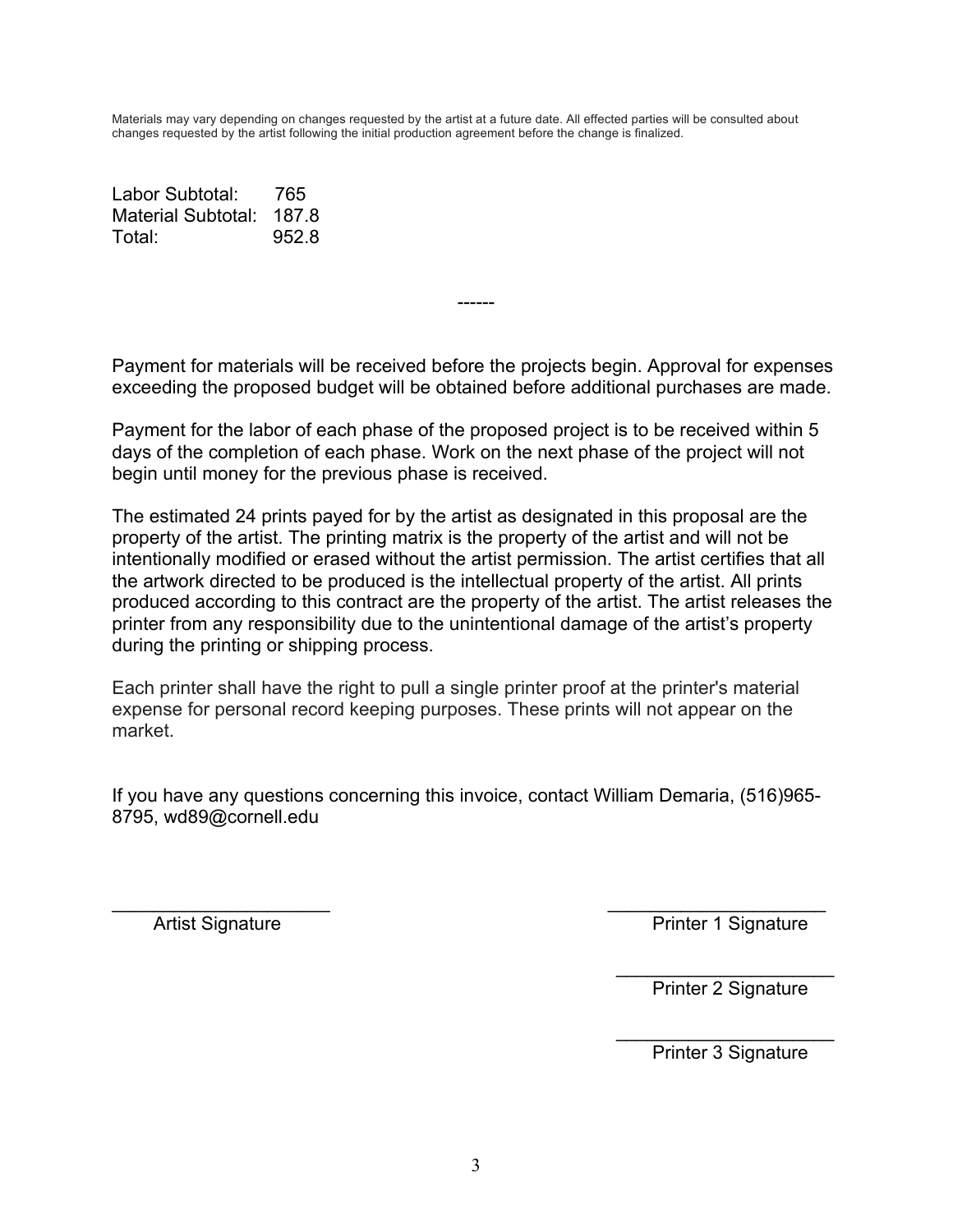Materials may vary depending on changes requested by the artist at a future date. All effected parties will be consulted about changes requested by the artist following the initial production agreement before the change is finalized.

| | |
|---|---|
| Labor Subtotal: | 765 |
| Material Subtotal: | 187.8 |
| Total: | 952.8 |

------

Payment for materials will be received before the projects begin. Approval for expenses exceeding the proposed budget will be obtained before additional purchases are made.

Payment for the labor of each phase of the proposed project is to be received within 5 days of the completion of each phase. Work on the next phase of the project will not begin until money for the previous phase is received.

The estimated 24 prints payed for by the artist as designated in this proposal are the property of the artist. The printing matrix is the property of the artist and will not be intentionally modified or erased without the artist permission. The artist certifies that all the artwork directed to be produced is the intellectual property of the artist. All prints produced according to this contract are the property of the artist. The artist releases the printer from any responsibility due to the unintentional damage of the artist's property during the printing or shipping process.

Each printer shall have the right to pull a single printer proof at the printer's material expense for personal record keeping purposes. These prints will not appear on the market.

If you have any questions concerning this invoice, contact William Demaria, (516)965-8795, wd89@cornell.edu

_____________________
Artist Signature

_____________________
Printer 1 Signature

_____________________
Printer 2 Signature

_____________________
Printer 3 Signature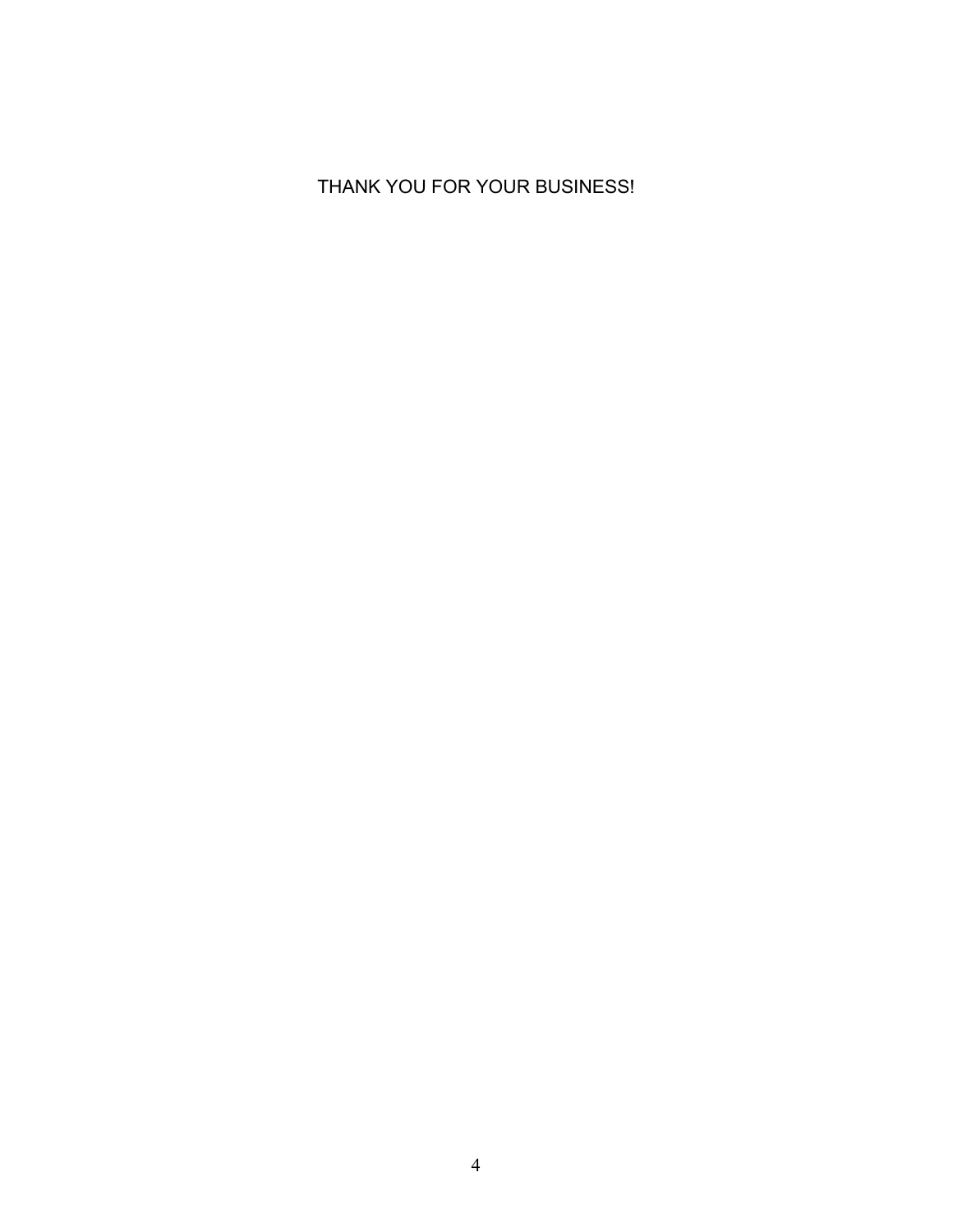THANK YOU FOR YOUR BUSINESS!